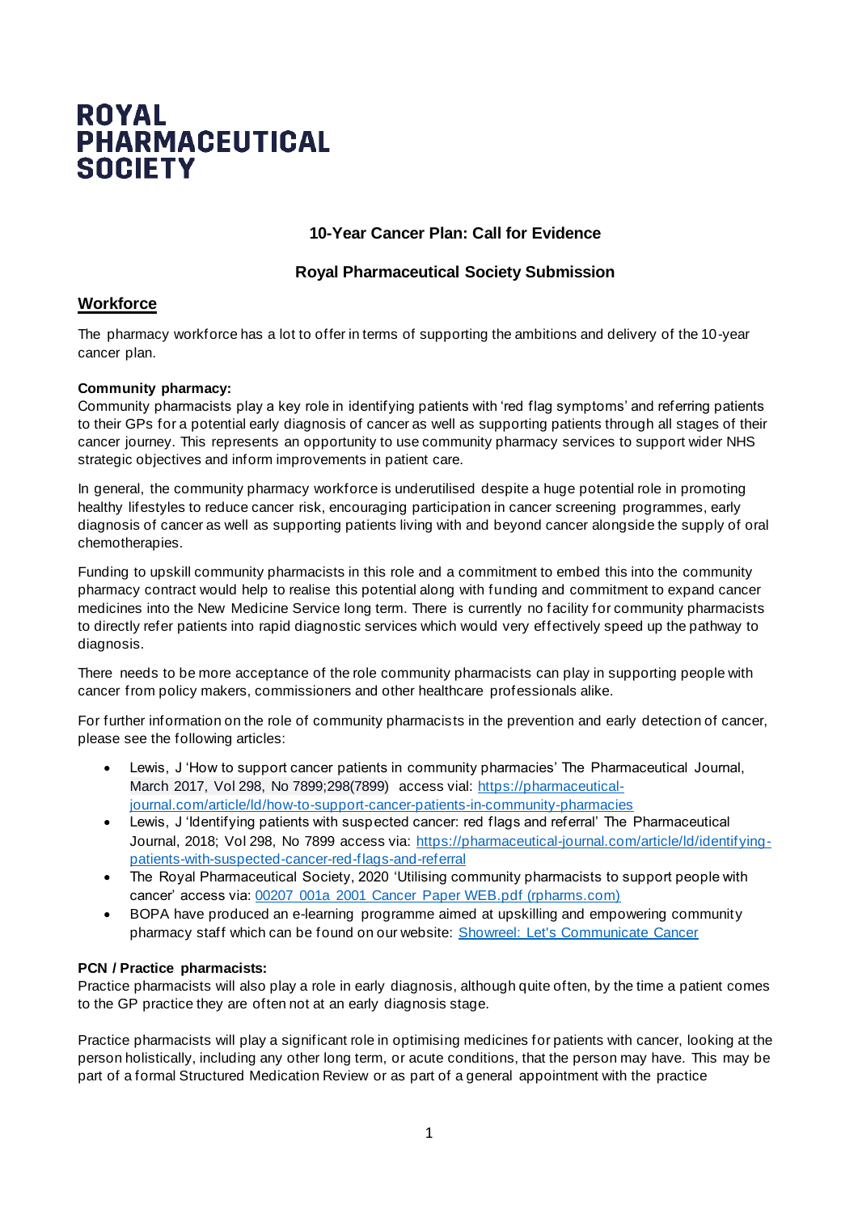**ROYAL PHARMACEUTICAL SOCIETY**

## 10-Year Cancer Plan: Call for Evidence

## Royal Pharmaceutical Society Submission

### Workforce

The pharmacy workforce has a lot to offer in terms of supporting the ambitions and delivery of the 10-year cancer plan.

**Community pharmacy:**
Community pharmacists play a key role in identifying patients with 'red flag symptoms' and referring patients to their GPs for a potential early diagnosis of cancer as well as supporting patients through all stages of their cancer journey. This represents an opportunity to use community pharmacy services to support wider NHS strategic objectives and inform improvements in patient care.

In general, the community pharmacy workforce is underutilised despite a huge potential role in promoting healthy lifestyles to reduce cancer risk, encouraging participation in cancer screening programmes, early diagnosis of cancer as well as supporting patients living with and beyond cancer alongside the supply of oral chemotherapies.

Funding to upskill community pharmacists in this role and a commitment to embed this into the community pharmacy contract would help to realise this potential along with funding and commitment to expand cancer medicines into the New Medicine Service long term. There is currently no facility for community pharmacists to directly refer patients into rapid diagnostic services which would very effectively speed up the pathway to diagnosis.

There needs to be more acceptance of the role community pharmacists can play in supporting people with cancer from policy makers, commissioners and other healthcare professionals alike.

For further information on the role of community pharmacists in the prevention and early detection of cancer, please see the following articles:

- Lewis, J 'How to support cancer patients in community pharmacies' The Pharmaceutical Journal, March 2017, Vol 298, No 7899;298(7899) access vial: [https://pharmaceutical-journal.com/article/ld/how-to-support-cancer-patients-in-community-pharmacies](https://pharmaceutical-journal.com/article/ld/how-to-support-cancer-patients-in-community-pharmacies)
- Lewis, J 'Identifying patients with suspected cancer: red flags and referral' The Pharmaceutical Journal, 2018; Vol 298, No 7899 access via: [https://pharmaceutical-journal.com/article/ld/identifying-patients-with-suspected-cancer-red-flags-and-referral](https://pharmaceutical-journal.com/article/ld/identifying-patients-with-suspected-cancer-red-flags-and-referral)
- The Royal Pharmaceutical Society, 2020 'Utilising community pharmacists to support people with cancer' access via: 00207 001a 2001 Cancer Paper WEB.pdf (rpharms.com)
- BOPA have produced an e-learning programme aimed at upskilling and empowering community pharmacy staff which can be found on our website: Showreel: Let's Communicate Cancer

**PCN / Practice pharmacists:**
Practice pharmacists will also play a role in early diagnosis, although quite often, by the time a patient comes to the GP practice they are often not at an early diagnosis stage.

Practice pharmacists will play a significant role in optimising medicines for patients with cancer, looking at the person holistically, including any other long term, or acute conditions, that the person may have. This may be part of a formal Structured Medication Review or as part of a general appointment with the practice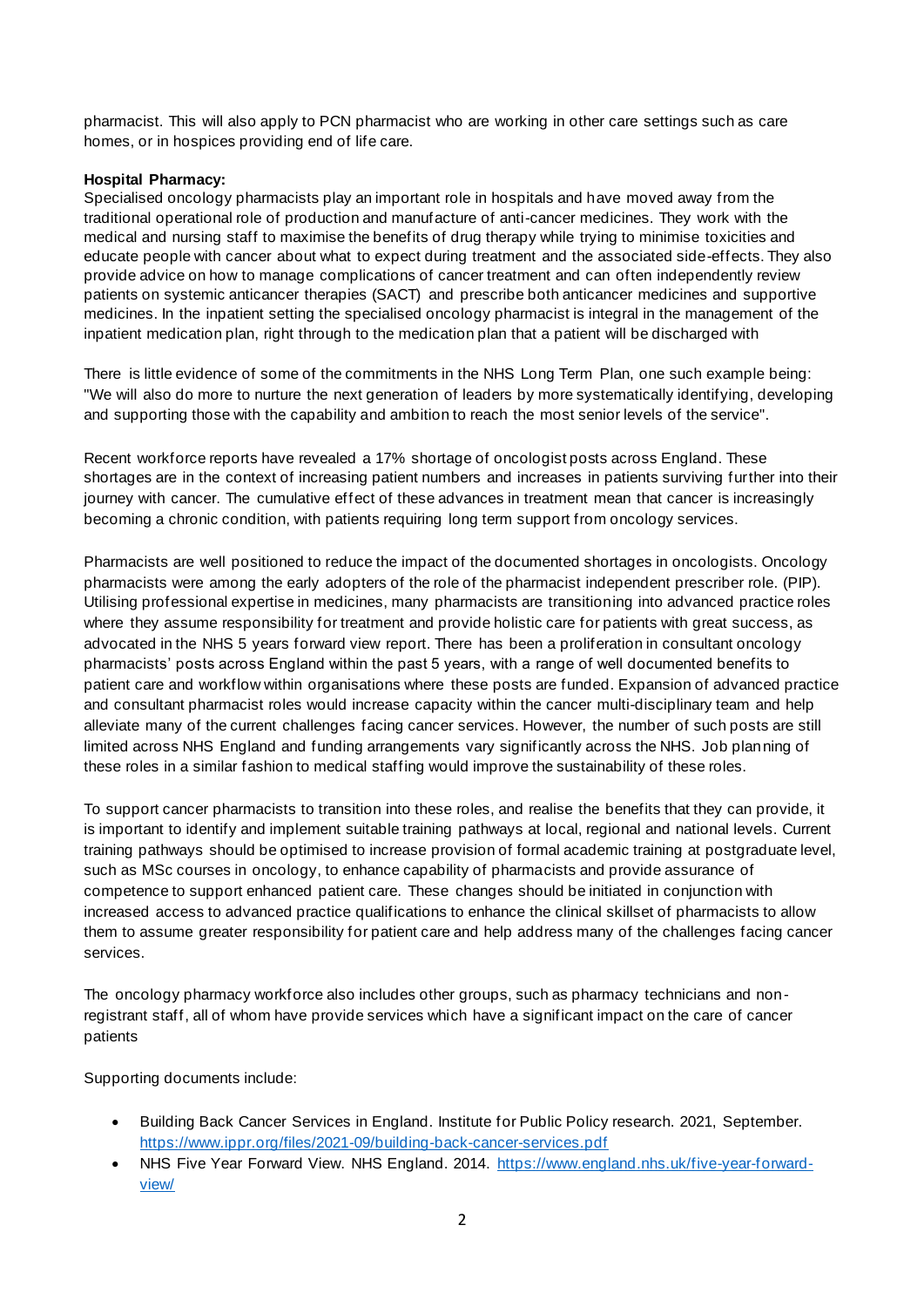pharmacist. This will also apply to PCN pharmacist who are working in other care settings such as care homes, or in hospices providing end of life care.

**Hospital Pharmacy:**
Specialised oncology pharmacists play an important role in hospitals and have moved away from the traditional operational role of production and manufacture of anti-cancer medicines. They work with the medical and nursing staff to maximise the benefits of drug therapy while trying to minimise toxicities and educate people with cancer about what to expect during treatment and the associated side-effects. They also provide advice on how to manage complications of cancer treatment and can often independently review patients on systemic anticancer therapies (SACT) and prescribe both anticancer medicines and supportive medicines. In the inpatient setting the specialised oncology pharmacist is integral in the management of the inpatient medication plan, right through to the medication plan that a patient will be discharged with

There is little evidence of some of the commitments in the NHS Long Term Plan, one such example being: "We will also do more to nurture the next generation of leaders by more systematically identifying, developing and supporting those with the capability and ambition to reach the most senior levels of the service".

Recent workforce reports have revealed a 17% shortage of oncologist posts across England. These shortages are in the context of increasing patient numbers and increases in patients surviving further into their journey with cancer. The cumulative effect of these advances in treatment mean that cancer is increasingly becoming a chronic condition, with patients requiring long term support from oncology services.

Pharmacists are well positioned to reduce the impact of the documented shortages in oncologists. Oncology pharmacists were among the early adopters of the role of the pharmacist independent prescriber role. (PIP). Utilising professional expertise in medicines, many pharmacists are transitioning into advanced practice roles where they assume responsibility for treatment and provide holistic care for patients with great success, as advocated in the NHS 5 years forward view report. There has been a proliferation in consultant oncology pharmacists' posts across England within the past 5 years, with a range of well documented benefits to patient care and workflow within organisations where these posts are funded. Expansion of advanced practice and consultant pharmacist roles would increase capacity within the cancer multi-disciplinary team and help alleviate many of the current challenges facing cancer services. However, the number of such posts are still limited across NHS England and funding arrangements vary significantly across the NHS. Job planning of these roles in a similar fashion to medical staffing would improve the sustainability of these roles.

To support cancer pharmacists to transition into these roles, and realise the benefits that they can provide, it is important to identify and implement suitable training pathways at local, regional and national levels. Current training pathways should be optimised to increase provision of formal academic training at postgraduate level, such as MSc courses in oncology, to enhance capability of pharmacists and provide assurance of competence to support enhanced patient care. These changes should be initiated in conjunction with increased access to advanced practice qualifications to enhance the clinical skillset of pharmacists to allow them to assume greater responsibility for patient care and help address many of the challenges facing cancer services.

The oncology pharmacy workforce also includes other groups, such as pharmacy technicians and non-registrant staff, all of whom have provide services which have a significant impact on the care of cancer patients

Supporting documents include:

- Building Back Cancer Services in England. Institute for Public Policy research. 2021, September. https://www.ippr.org/files/2021-09/building-back-cancer-services.pdf
- NHS Five Year Forward View. NHS England. 2014. https://www.england.nhs.uk/five-year-forward-view/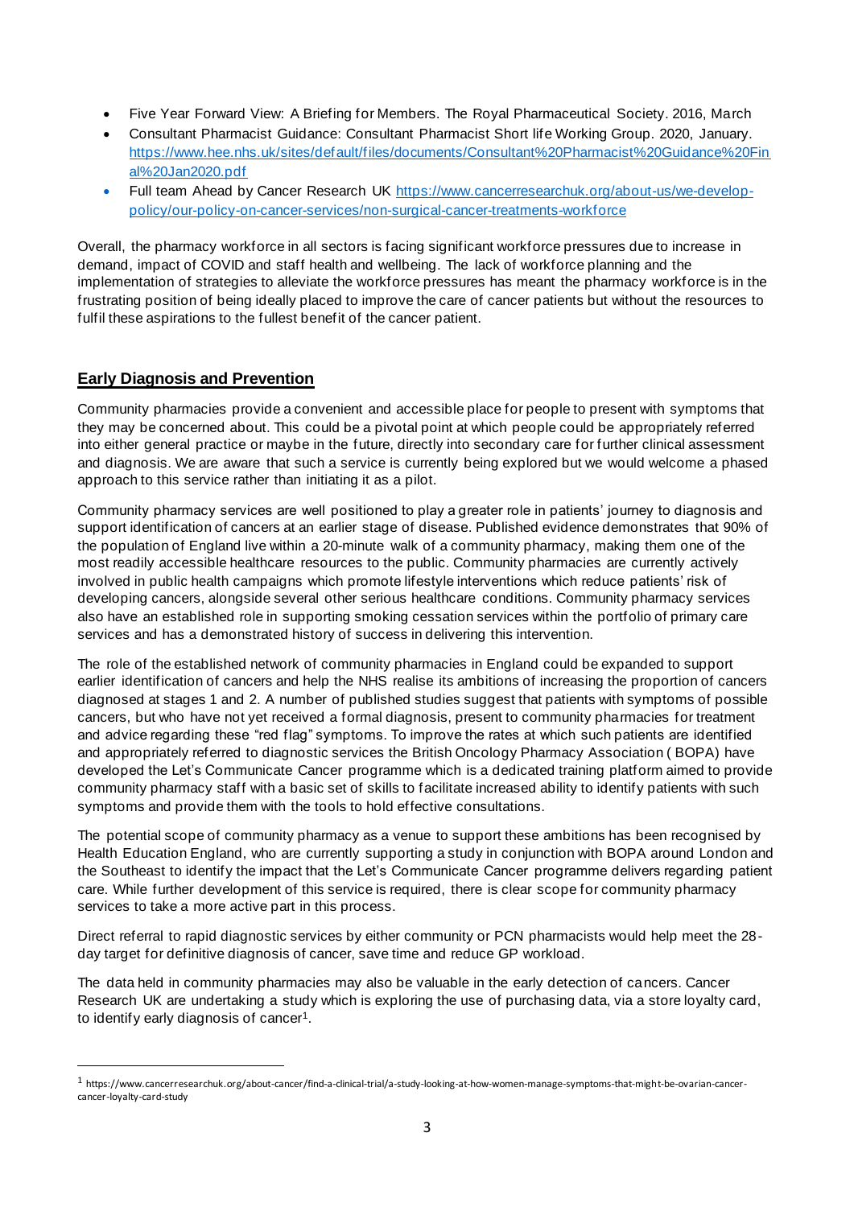- Five Year Forward View: A Briefing for Members. The Royal Pharmaceutical Society. 2016, March
- Consultant Pharmacist Guidance: Consultant Pharmacist Short life Working Group. 2020, January. https://www.hee.nhs.uk/sites/default/files/documents/Consultant%20Pharmacist%20Guidance%20Final%20Jan2020.pdf
- Full team Ahead by Cancer Research UK https://www.cancerresearchuk.org/about-us/we-develop-policy/our-policy-on-cancer-services/non-surgical-cancer-treatments-workforce

Overall, the pharmacy workforce in all sectors is facing significant workforce pressures due to increase in demand, impact of COVID and staff health and wellbeing. The lack of workforce planning and the implementation of strategies to alleviate the workforce pressures has meant the pharmacy workforce is in the frustrating position of being ideally placed to improve the care of cancer patients but without the resources to fulfil these aspirations to the fullest benefit of the cancer patient.

## Early Diagnosis and Prevention

Community pharmacies provide a convenient and accessible place for people to present with symptoms that they may be concerned about. This could be a pivotal point at which people could be appropriately referred into either general practice or maybe in the future, directly into secondary care for further clinical assessment and diagnosis. We are aware that such a service is currently being explored but we would welcome a phased approach to this service rather than initiating it as a pilot.

Community pharmacy services are well positioned to play a greater role in patients' journey to diagnosis and support identification of cancers at an earlier stage of disease. Published evidence demonstrates that 90% of the population of England live within a 20-minute walk of a community pharmacy, making them one of the most readily accessible healthcare resources to the public. Community pharmacies are currently actively involved in public health campaigns which promote lifestyle interventions which reduce patients' risk of developing cancers, alongside several other serious healthcare conditions. Community pharmacy services also have an established role in supporting smoking cessation services within the portfolio of primary care services and has a demonstrated history of success in delivering this intervention.

The role of the established network of community pharmacies in England could be expanded to support earlier identification of cancers and help the NHS realise its ambitions of increasing the proportion of cancers diagnosed at stages 1 and 2. A number of published studies suggest that patients with symptoms of possible cancers, but who have not yet received a formal diagnosis, present to community pharmacies for treatment and advice regarding these "red flag" symptoms. To improve the rates at which such patients are identified and appropriately referred to diagnostic services the British Oncology Pharmacy Association ( BOPA) have developed the Let's Communicate Cancer programme which is a dedicated training platform aimed to provide community pharmacy staff with a basic set of skills to facilitate increased ability to identify patients with such symptoms and provide them with the tools to hold effective consultations.

The potential scope of community pharmacy as a venue to support these ambitions has been recognised by Health Education England, who are currently supporting a study in conjunction with BOPA around London and the Southeast to identify the impact that the Let's Communicate Cancer programme delivers regarding patient care. While further development of this service is required, there is clear scope for community pharmacy services to take a more active part in this process.

Direct referral to rapid diagnostic services by either community or PCN pharmacists would help meet the 28-day target for definitive diagnosis of cancer, save time and reduce GP workload.

The data held in community pharmacies may also be valuable in the early detection of cancers. Cancer Research UK are undertaking a study which is exploring the use of purchasing data, via a store loyalty card, to identify early diagnosis of cancer[1].

[1] https://www.cancerresearchuk.org/about-cancer/find-a-clinical-trial/a-study-looking-at-how-women-manage-symptoms-that-might-be-ovarian-cancer-cancer-loyalty-card-study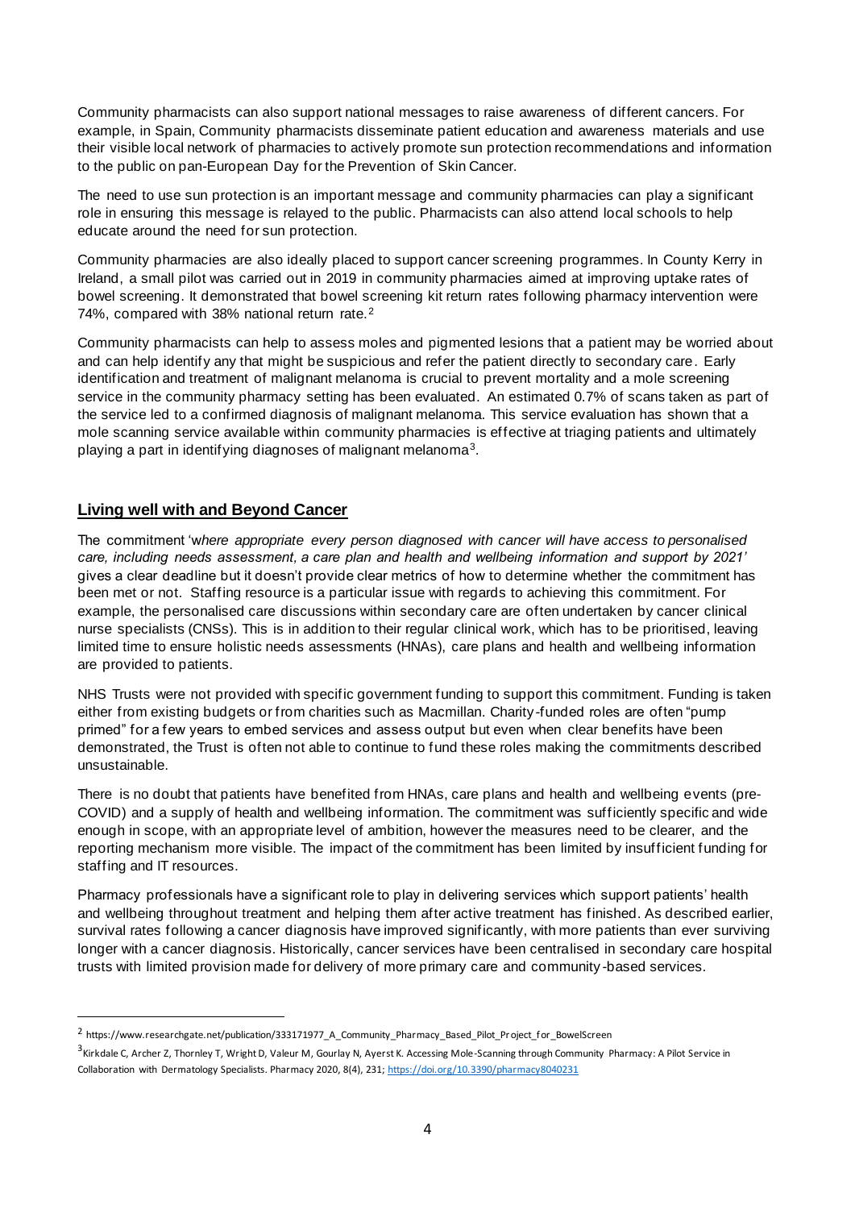Community pharmacists can also support national messages to raise awareness of different cancers. For example, in Spain, Community pharmacists disseminate patient education and awareness materials and use their visible local network of pharmacies to actively promote sun protection recommendations and information to the public on pan-European Day for the Prevention of Skin Cancer.

The need to use sun protection is an important message and community pharmacies can play a significant role in ensuring this message is relayed to the public. Pharmacists can also attend local schools to help educate around the need for sun protection.

Community pharmacies are also ideally placed to support cancer screening programmes. In County Kerry in Ireland, a small pilot was carried out in 2019 in community pharmacies aimed at improving uptake rates of bowel screening. It demonstrated that bowel screening kit return rates following pharmacy intervention were 74%, compared with 38% national return rate.[2]

Community pharmacists can help to assess moles and pigmented lesions that a patient may be worried about and can help identify any that might be suspicious and refer the patient directly to secondary care. Early identification and treatment of malignant melanoma is crucial to prevent mortality and a mole screening service in the community pharmacy setting has been evaluated. An estimated 0.7% of scans taken as part of the service led to a confirmed diagnosis of malignant melanoma. This service evaluation has shown that a mole scanning service available within community pharmacies is effective at triaging patients and ultimately playing a part in identifying diagnoses of malignant melanoma[3].

## Living well with and Beyond Cancer

The commitment '*where appropriate every person diagnosed with cancer will have access to personalised care, including needs assessment, a care plan and health and wellbeing information and support by 2021'* gives a clear deadline but it doesn't provide clear metrics of how to determine whether the commitment has been met or not. Staffing resource is a particular issue with regards to achieving this commitment. For example, the personalised care discussions within secondary care are often undertaken by cancer clinical nurse specialists (CNSs). This is in addition to their regular clinical work, which has to be prioritised, leaving limited time to ensure holistic needs assessments (HNAs), care plans and health and wellbeing information are provided to patients.

NHS Trusts were not provided with specific government funding to support this commitment. Funding is taken either from existing budgets or from charities such as Macmillan. Charity-funded roles are often "pump primed" for a few years to embed services and assess output but even when clear benefits have been demonstrated, the Trust is often not able to continue to fund these roles making the commitments described unsustainable.

There is no doubt that patients have benefited from HNAs, care plans and health and wellbeing events (pre-COVID) and a supply of health and wellbeing information. The commitment was sufficiently specific and wide enough in scope, with an appropriate level of ambition, however the measures need to be clearer, and the reporting mechanism more visible. The impact of the commitment has been limited by insufficient funding for staffing and IT resources.

Pharmacy professionals have a significant role to play in delivering services which support patients' health and wellbeing throughout treatment and helping them after active treatment has finished. As described earlier, survival rates following a cancer diagnosis have improved significantly, with more patients than ever surviving longer with a cancer diagnosis. Historically, cancer services have been centralised in secondary care hospital trusts with limited provision made for delivery of more primary care and community-based services.

---

[2] https://www.researchgate.net/publication/333171977_A_Community_Pharmacy_Based_Pilot_Project_for_BowelScreen

[3] Kirkdale C, Archer Z, Thornley T, Wright D, Valeur M, Gourlay N, Ayerst K. Accessing Mole-Scanning through Community Pharmacy: A Pilot Service in Collaboration with Dermatology Specialists. Pharmacy 2020, 8(4), 231; https://doi.org/10.3390/pharmacy8040231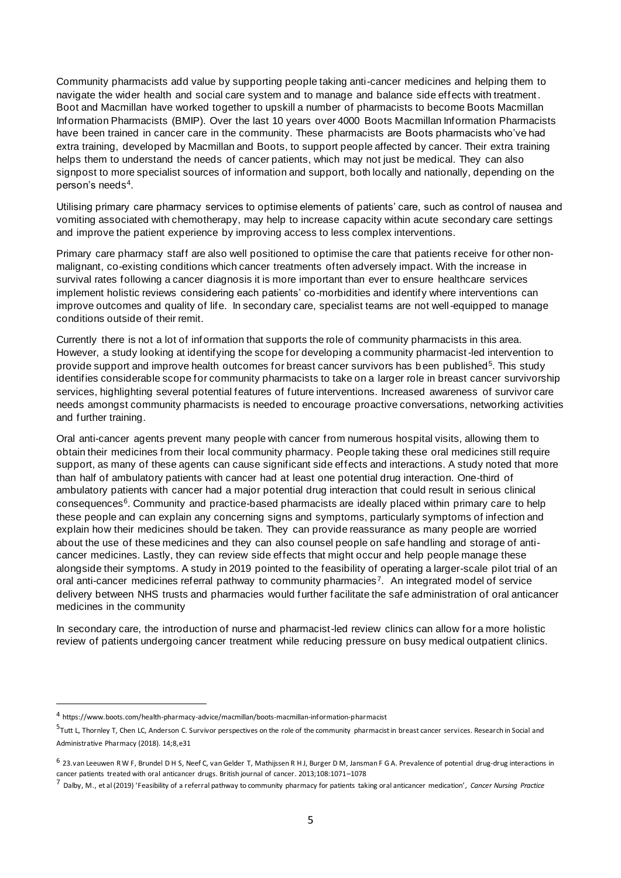Community pharmacists add value by supporting people taking anti-cancer medicines and helping them to navigate the wider health and social care system and to manage and balance side effects with treatment. Boot and Macmillan have worked together to upskill a number of pharmacists to become Boots Macmillan Information Pharmacists (BMIP). Over the last 10 years over 4000 Boots Macmillan Information Pharmacists have been trained in cancer care in the community. These pharmacists are Boots pharmacists who've had extra training, developed by Macmillan and Boots, to support people affected by cancer. Their extra training helps them to understand the needs of cancer patients, which may not just be medical. They can also signpost to more specialist sources of information and support, both locally and nationally, depending on the person's needs[4].

Utilising primary care pharmacy services to optimise elements of patients' care, such as control of nausea and vomiting associated with chemotherapy, may help to increase capacity within acute secondary care settings and improve the patient experience by improving access to less complex interventions.

Primary care pharmacy staff are also well positioned to optimise the care that patients receive for other non-malignant, co-existing conditions which cancer treatments often adversely impact. With the increase in survival rates following a cancer diagnosis it is more important than ever to ensure healthcare services implement holistic reviews considering each patients' co-morbidities and identify where interventions can improve outcomes and quality of life. In secondary care, specialist teams are not well-equipped to manage conditions outside of their remit.

Currently there is not a lot of information that supports the role of community pharmacists in this area. However, a study looking at identifying the scope for developing a community pharmacist-led intervention to provide support and improve health outcomes for breast cancer survivors has been published[5]. This study identifies considerable scope for community pharmacists to take on a larger role in breast cancer survivorship services, highlighting several potential features of future interventions. Increased awareness of survivor care needs amongst community pharmacists is needed to encourage proactive conversations, networking activities and further training.

Oral anti-cancer agents prevent many people with cancer from numerous hospital visits, allowing them to obtain their medicines from their local community pharmacy. People taking these oral medicines still require support, as many of these agents can cause significant side effects and interactions. A study noted that more than half of ambulatory patients with cancer had at least one potential drug interaction. One-third of ambulatory patients with cancer had a major potential drug interaction that could result in serious clinical consequences[6]. Community and practice-based pharmacists are ideally placed within primary care to help these people and can explain any concerning signs and symptoms, particularly symptoms of infection and explain how their medicines should be taken. They can provide reassurance as many people are worried about the use of these medicines and they can also counsel people on safe handling and storage of anti-cancer medicines. Lastly, they can review side effects that might occur and help people manage these alongside their symptoms. A study in 2019 pointed to the feasibility of operating a larger-scale pilot trial of an oral anti-cancer medicines referral pathway to community pharmacies[7]. An integrated model of service delivery between NHS trusts and pharmacies would further facilitate the safe administration of oral anticancer medicines in the community

In secondary care, the introduction of nurse and pharmacist-led review clinics can allow for a more holistic review of patients undergoing cancer treatment while reducing pressure on busy medical outpatient clinics.

---

[4] https://www.boots.com/health-pharmacy-advice/macmillan/boots-macmillan-information-pharmacist

[5] Tutt L, Thornley T, Chen LC, Anderson C. Survivor perspectives on the role of the community pharmacist in breast cancer services. Research in Social and Administrative Pharmacy (2018). 14;8,e31

[6] 23.van Leeuwen R W F, Brundel D H S, Neef C, van Gelder T, Mathijssen R H J, Burger D M, Jansman F G A. Prevalence of potential drug-drug interactions in cancer patients treated with oral anticancer drugs. British journal of cancer. 2013;108:1071–1078

[7] Dalby, M., et al (2019) 'Feasibility of a referral pathway to community pharmacy for patients taking oral anticancer medication', *Cancer Nursing Practice*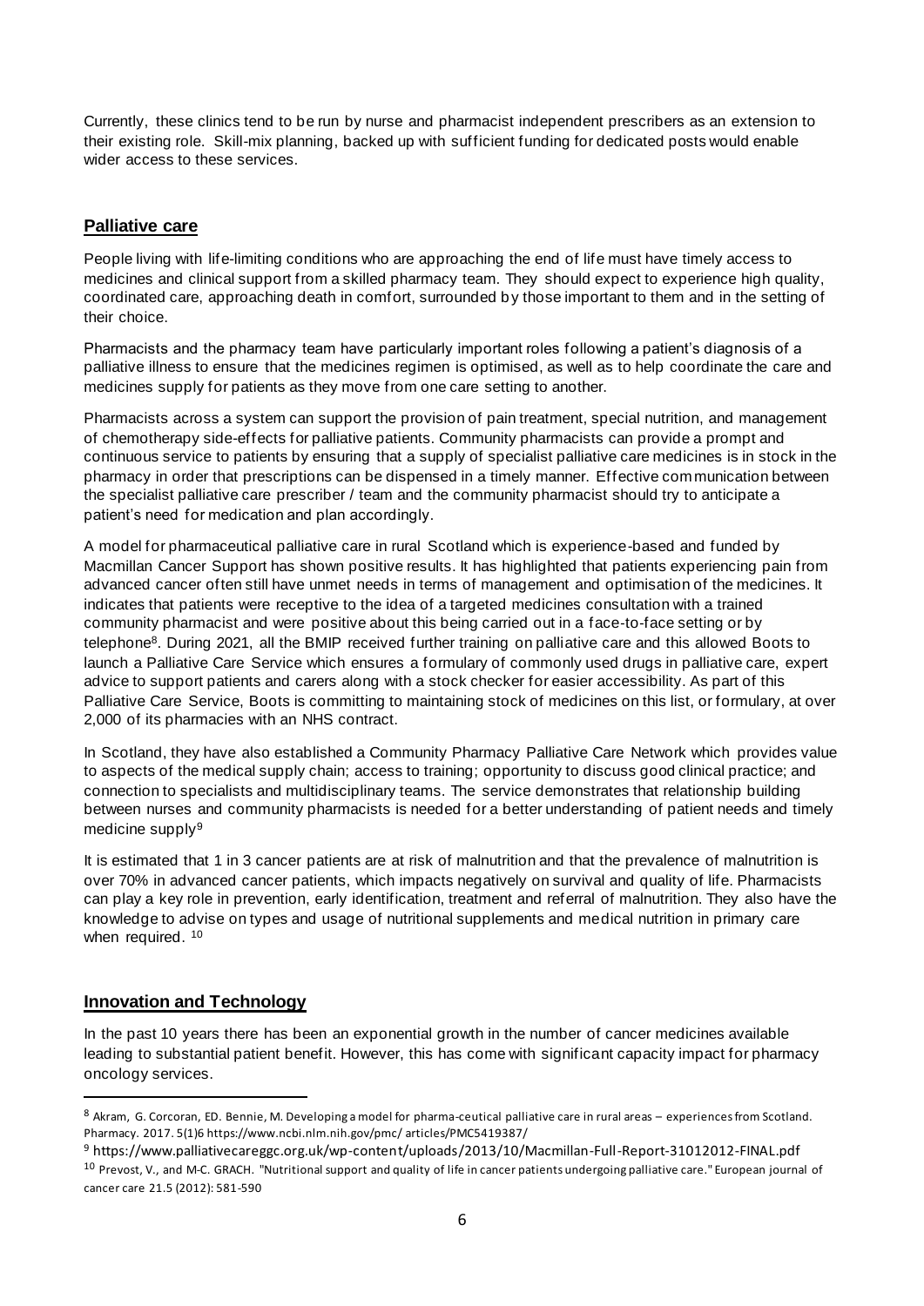Currently, these clinics tend to be run by nurse and pharmacist independent prescribers as an extension to their existing role. Skill-mix planning, backed up with sufficient funding for dedicated posts would enable wider access to these services.

## Palliative care

People living with life-limiting conditions who are approaching the end of life must have timely access to medicines and clinical support from a skilled pharmacy team. They should expect to experience high quality, coordinated care, approaching death in comfort, surrounded by those important to them and in the setting of their choice.

Pharmacists and the pharmacy team have particularly important roles following a patient's diagnosis of a palliative illness to ensure that the medicines regimen is optimised, as well as to help coordinate the care and medicines supply for patients as they move from one care setting to another.

Pharmacists across a system can support the provision of pain treatment, special nutrition, and management of chemotherapy side-effects for palliative patients. Community pharmacists can provide a prompt and continuous service to patients by ensuring that a supply of specialist palliative care medicines is in stock in the pharmacy in order that prescriptions can be dispensed in a timely manner. Effective communication between the specialist palliative care prescriber / team and the community pharmacist should try to anticipate a patient's need for medication and plan accordingly.

A model for pharmaceutical palliative care in rural Scotland which is experience-based and funded by Macmillan Cancer Support has shown positive results. It has highlighted that patients experiencing pain from advanced cancer often still have unmet needs in terms of management and optimisation of the medicines. It indicates that patients were receptive to the idea of a targeted medicines consultation with a trained community pharmacist and were positive about this being carried out in a face-to-face setting or by telephone[8]. During 2021, all the BMIP received further training on palliative care and this allowed Boots to launch a Palliative Care Service which ensures a formulary of commonly used drugs in palliative care, expert advice to support patients and carers along with a stock checker for easier accessibility. As part of this Palliative Care Service, Boots is committing to maintaining stock of medicines on this list, or formulary, at over 2,000 of its pharmacies with an NHS contract.

In Scotland, they have also established a Community Pharmacy Palliative Care Network which provides value to aspects of the medical supply chain; access to training; opportunity to discuss good clinical practice; and connection to specialists and multidisciplinary teams. The service demonstrates that relationship building between nurses and community pharmacists is needed for a better understanding of patient needs and timely medicine supply[9]

It is estimated that 1 in 3 cancer patients are at risk of malnutrition and that the prevalence of malnutrition is over 70% in advanced cancer patients, which impacts negatively on survival and quality of life. Pharmacists can play a key role in prevention, early identification, treatment and referral of malnutrition. They also have the knowledge to advise on types and usage of nutritional supplements and medical nutrition in primary care when required. [10]

## Innovation and Technology

In the past 10 years there has been an exponential growth in the number of cancer medicines available leading to substantial patient benefit. However, this has come with significant capacity impact for pharmacy oncology services.

---

[8] Akram, G. Corcoran, ED. Bennie, M. Developing a model for pharma-ceutical palliative care in rural areas – experiences from Scotland. Pharmacy. 2017. 5(1)6 https://www.ncbi.nlm.nih.gov/pmc/ articles/PMC5419387/

[9] https://www.palliativecareggc.org.uk/wp-content/uploads/2013/10/Macmillan-Full-Report-31012012-FINAL.pdf

[10] Prevost, V., and M-C. GRACH. "Nutritional support and quality of life in cancer patients undergoing palliative care." European journal of cancer care 21.5 (2012): 581-590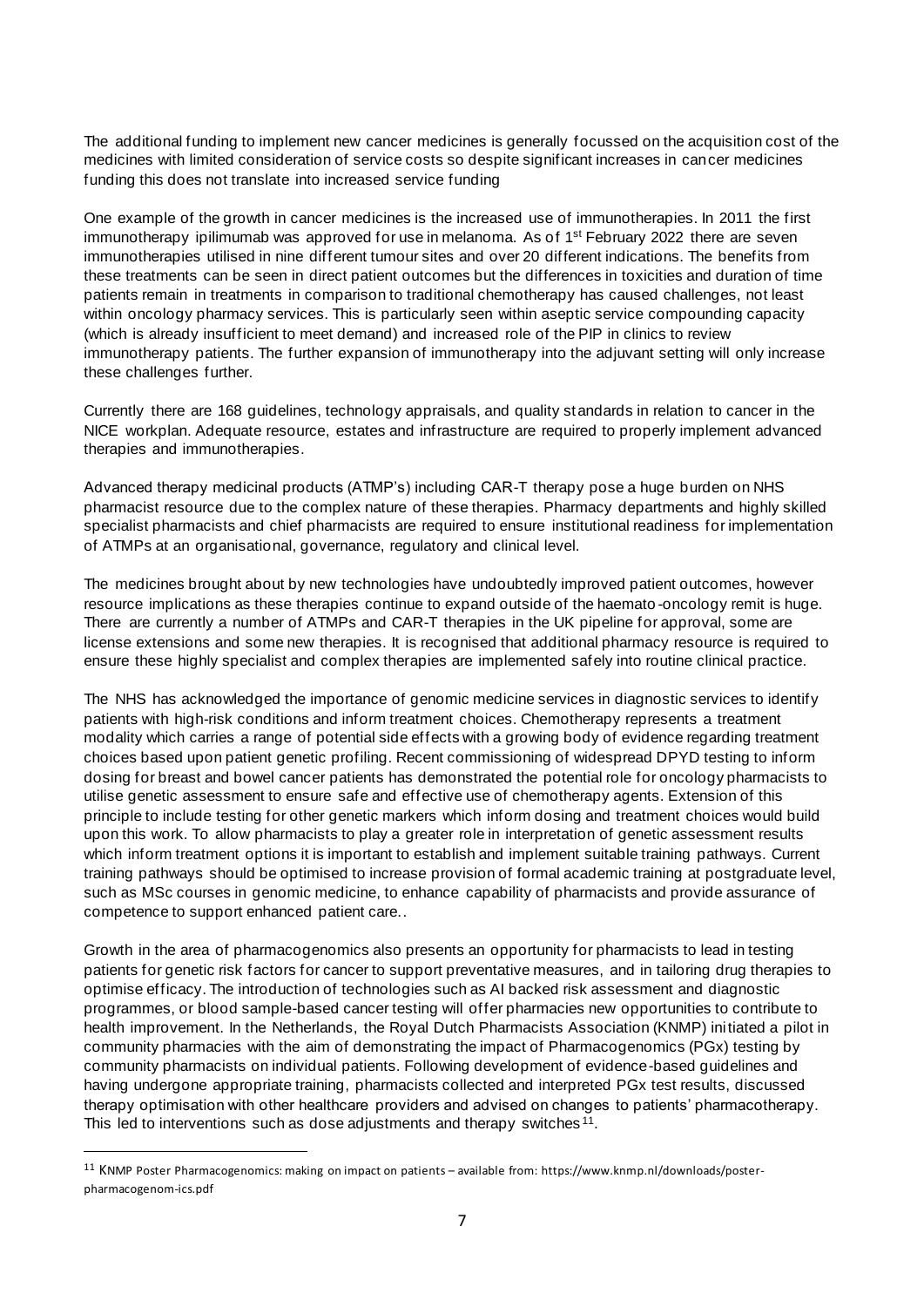The additional funding to implement new cancer medicines is generally focussed on the acquisition cost of the medicines with limited consideration of service costs so despite significant increases in cancer medicines funding this does not translate into increased service funding

One example of the growth in cancer medicines is the increased use of immunotherapies. In 2011 the first immunotherapy ipilimumab was approved for use in melanoma. As of 1st February 2022 there are seven immunotherapies utilised in nine different tumour sites and over 20 different indications. The benefits from these treatments can be seen in direct patient outcomes but the differences in toxicities and duration of time patients remain in treatments in comparison to traditional chemotherapy has caused challenges, not least within oncology pharmacy services. This is particularly seen within aseptic service compounding capacity (which is already insufficient to meet demand) and increased role of the PIP in clinics to review immunotherapy patients. The further expansion of immunotherapy into the adjuvant setting will only increase these challenges further.

Currently there are 168 guidelines, technology appraisals, and quality standards in relation to cancer in the NICE workplan. Adequate resource, estates and infrastructure are required to properly implement advanced therapies and immunotherapies.

Advanced therapy medicinal products (ATMP's) including CAR-T therapy pose a huge burden on NHS pharmacist resource due to the complex nature of these therapies. Pharmacy departments and highly skilled specialist pharmacists and chief pharmacists are required to ensure institutional readiness for implementation of ATMPs at an organisational, governance, regulatory and clinical level.

The medicines brought about by new technologies have undoubtedly improved patient outcomes, however resource implications as these therapies continue to expand outside of the haemato-oncology remit is huge. There are currently a number of ATMPs and CAR-T therapies in the UK pipeline for approval, some are license extensions and some new therapies. It is recognised that additional pharmacy resource is required to ensure these highly specialist and complex therapies are implemented safely into routine clinical practice.

The NHS has acknowledged the importance of genomic medicine services in diagnostic services to identify patients with high-risk conditions and inform treatment choices. Chemotherapy represents a treatment modality which carries a range of potential side effects with a growing body of evidence regarding treatment choices based upon patient genetic profiling. Recent commissioning of widespread DPYD testing to inform dosing for breast and bowel cancer patients has demonstrated the potential role for oncology pharmacists to utilise genetic assessment to ensure safe and effective use of chemotherapy agents. Extension of this principle to include testing for other genetic markers which inform dosing and treatment choices would build upon this work. To allow pharmacists to play a greater role in interpretation of genetic assessment results which inform treatment options it is important to establish and implement suitable training pathways. Current training pathways should be optimised to increase provision of formal academic training at postgraduate level, such as MSc courses in genomic medicine, to enhance capability of pharmacists and provide assurance of competence to support enhanced patient care..

Growth in the area of pharmacogenomics also presents an opportunity for pharmacists to lead in testing patients for genetic risk factors for cancer to support preventative measures, and in tailoring drug therapies to optimise efficacy. The introduction of technologies such as AI backed risk assessment and diagnostic programmes, or blood sample-based cancer testing will offer pharmacies new opportunities to contribute to health improvement. In the Netherlands, the Royal Dutch Pharmacists Association (KNMP) initiated a pilot in community pharmacies with the aim of demonstrating the impact of Pharmacogenomics (PGx) testing by community pharmacists on individual patients. Following development of evidence-based guidelines and having undergone appropriate training, pharmacists collected and interpreted PGx test results, discussed therapy optimisation with other healthcare providers and advised on changes to patients' pharmacotherapy. This led to interventions such as dose adjustments and therapy switches[11].

---

[11] KNMP Poster Pharmacogenomics: making on impact on patients – available from: https://www.knmp.nl/downloads/poster-pharmacogenom-ics.pdf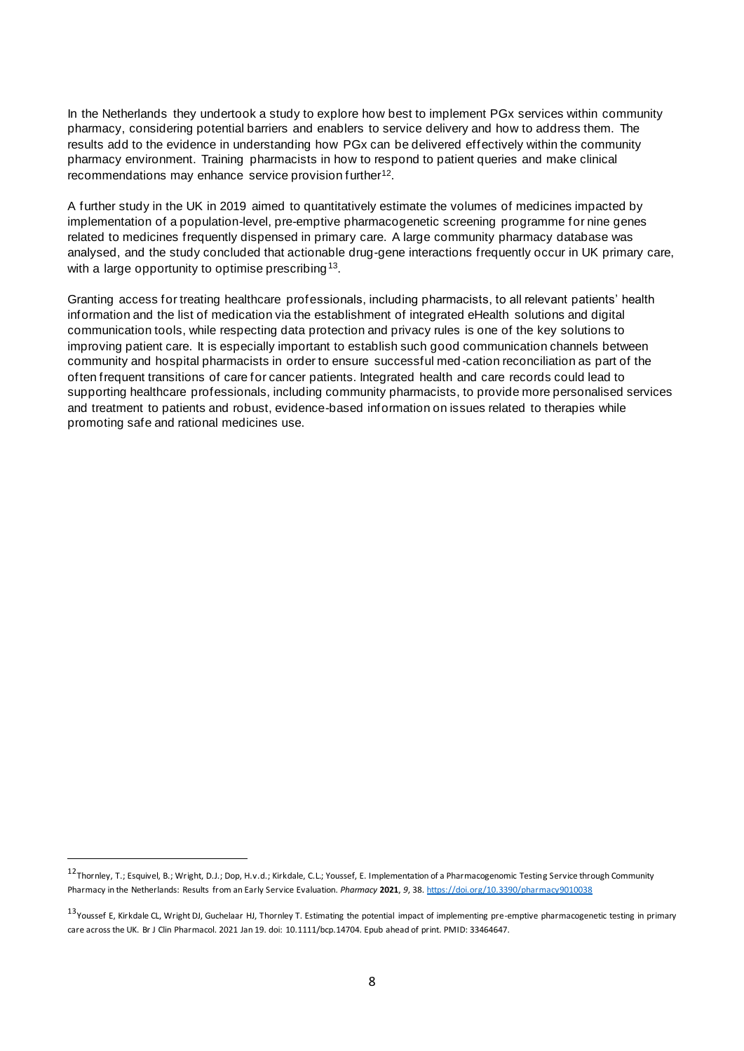In the Netherlands they undertook a study to explore how best to implement PGx services within community pharmacy, considering potential barriers and enablers to service delivery and how to address them. The results add to the evidence in understanding how PGx can be delivered effectively within the community pharmacy environment. Training pharmacists in how to respond to patient queries and make clinical recommendations may enhance service provision further[12].

A further study in the UK in 2019 aimed to quantitatively estimate the volumes of medicines impacted by implementation of a population-level, pre-emptive pharmacogenetic screening programme for nine genes related to medicines frequently dispensed in primary care. A large community pharmacy database was analysed, and the study concluded that actionable drug-gene interactions frequently occur in UK primary care, with a large opportunity to optimise prescribing[13].

Granting access for treating healthcare professionals, including pharmacists, to all relevant patients' health information and the list of medication via the establishment of integrated eHealth solutions and digital communication tools, while respecting data protection and privacy rules is one of the key solutions to improving patient care. It is especially important to establish such good communication channels between community and hospital pharmacists in order to ensure successful med-cation reconciliation as part of the often frequent transitions of care for cancer patients. Integrated health and care records could lead to supporting healthcare professionals, including community pharmacists, to provide more personalised services and treatment to patients and robust, evidence-based information on issues related to therapies while promoting safe and rational medicines use.

---

[12] Thornley, T.; Esquivel, B.; Wright, D.J.; Dop, H.v.d.; Kirkdale, C.L.; Youssef, E. Implementation of a Pharmacogenomic Testing Service through Community Pharmacy in the Netherlands: Results from an Early Service Evaluation. *Pharmacy* **2021**, *9*, 38. https://doi.org/10.3390/pharmacy9010038

[13] Youssef E, Kirkdale CL, Wright DJ, Guchelaar HJ, Thornley T. Estimating the potential impact of implementing pre-emptive pharmacogenetic testing in primary care across the UK. Br J Clin Pharmacol. 2021 Jan 19. doi: 10.1111/bcp.14704. Epub ahead of print. PMID: 33464647.